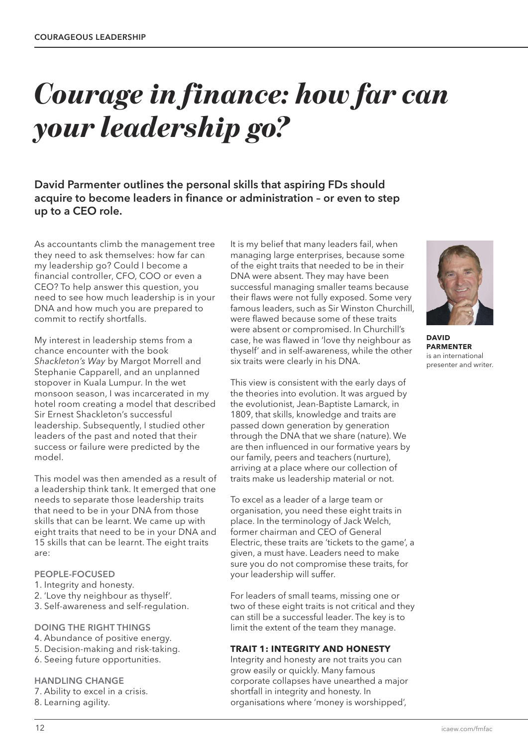# *Courage in finance: how far can your leadership go?*

**David Parmenter outlines the personal skills that aspiring FDs should acquire to become leaders in finance or administration – or even to step up to a CEO role.**

As accountants climb the management tree they need to ask themselves: how far can my leadership go? Could I become a financial controller, CFO, COO or even a CEO? To help answer this question, you need to see how much leadership is in your DNA and how much you are prepared to commit to rectify shortfalls.

My interest in leadership stems from a chance encounter with the book *Shackleton's Way* by Margot Morrell and Stephanie Capparell, and an unplanned stopover in Kuala Lumpur. In the wet monsoon season, I was incarcerated in my hotel room creating a model that described Sir Ernest Shackleton's successful leadership. Subsequently, I studied other leaders of the past and noted that their success or failure were predicted by the model.

This model was then amended as a result of a leadership think tank. It emerged that one needs to separate those leadership traits that need to be in your DNA from those skills that can be learnt. We came up with eight traits that need to be in your DNA and 15 skills that can be learnt. The eight traits are:

**PEOPLE-FOCUSED**

1. Integrity and honesty.
2. 'Love thy neighbour as thyself'.
3. Self-awareness and self-regulation.

**DOING THE RIGHT THINGS**

4. Abundance of positive energy.
5. Decision-making and risk-taking.
6. Seeing future opportunities.

**HANDLING CHANGE**

7. Ability to excel in a crisis.
8. Learning agility.

It is my belief that many leaders fail, when managing large enterprises, because some of the eight traits that needed to be in their DNA were absent. They may have been successful managing smaller teams because their flaws were not fully exposed. Some very famous leaders, such as Sir Winston Churchill, were flawed because some of these traits were absent or compromised. In Churchill's case, he was flawed in 'love thy neighbour as thyself' and in self-awareness, while the other six traits were clearly in his DNA.

This view is consistent with the early days of the theories into evolution. It was argued by the evolutionist, Jean-Baptiste Lamarck, in 1809, that skills, knowledge and traits are passed down generation by generation through the DNA that we share (nature). We are then influenced in our formative years by our family, peers and teachers (nurture), arriving at a place where our collection of traits make us leadership material or not.

To excel as a leader of a large team or organisation, you need these eight traits in place. In the terminology of Jack Welch, former chairman and CEO of General Electric, these traits are 'tickets to the game', a given, a must have. Leaders need to make sure you do not compromise these traits, for your leadership will suffer.

For leaders of small teams, missing one or two of these eight traits is not critical and they can still be a successful leader. The key is to limit the extent of the team they manage.

**DAVID PARMENTER** is an international presenter and writer.

### TRAIT 1: INTEGRITY AND HONESTY

Integrity and honesty are not traits you can grow easily or quickly. Many famous corporate collapses have unearthed a major shortfall in integrity and honesty. In organisations where 'money is worshipped',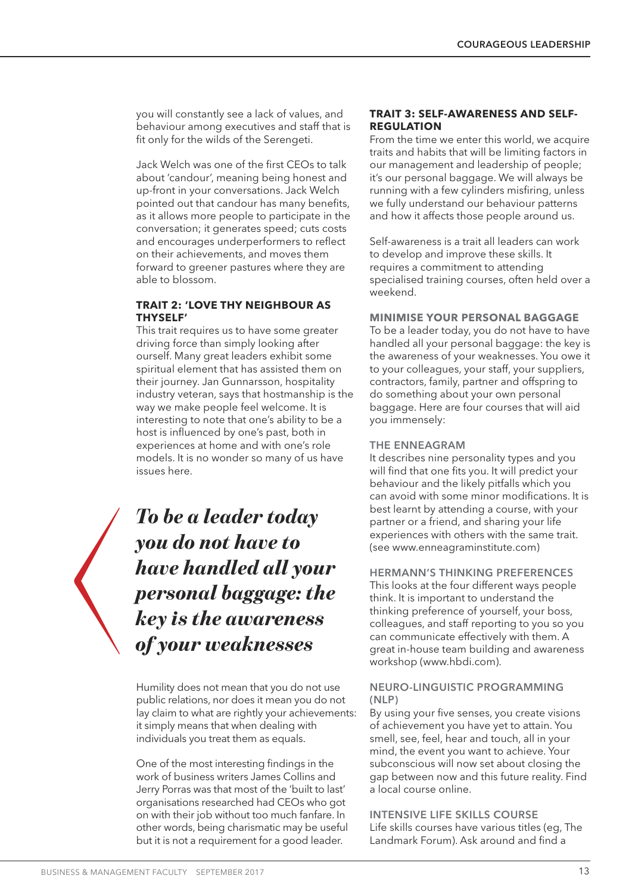you will constantly see a lack of values, and behaviour among executives and staff that is fit only for the wilds of the Serengeti.

Jack Welch was one of the first CEOs to talk about 'candour', meaning being honest and up-front in your conversations. Jack Welch pointed out that candour has many benefits, as it allows more people to participate in the conversation; it generates speed; cuts costs and encourages underperformers to reflect on their achievements, and moves them forward to greener pastures where they are able to blossom.

### TRAIT 2: 'LOVE THY NEIGHBOUR AS THYSELF'

This trait requires us to have some greater driving force than simply looking after ourself. Many great leaders exhibit some spiritual element that has assisted them on their journey. Jan Gunnarsson, hospitality industry veteran, says that hostmanship is the way we make people feel welcome. It is interesting to note that one's ability to be a host is influenced by one's past, both in experiences at home and with one's role models. It is no wonder so many of us have issues here.

> *To be a leader today you do not have to have handled all your personal baggage: the key is the awareness of your weaknesses*

Humility does not mean that you do not use public relations, nor does it mean you do not lay claim to what are rightly your achievements: it simply means that when dealing with individuals you treat them as equals.

One of the most interesting findings in the work of business writers James Collins and Jerry Porras was that most of the 'built to last' organisations researched had CEOs who got on with their job without too much fanfare. In other words, being charismatic may be useful but it is not a requirement for a good leader.

### TRAIT 3: SELF-AWARENESS AND SELF-REGULATION

From the time we enter this world, we acquire traits and habits that will be limiting factors in our management and leadership of people; it's our personal baggage. We will always be running with a few cylinders misfiring, unless we fully understand our behaviour patterns and how it affects those people around us.

Self-awareness is a trait all leaders can work to develop and improve these skills. It requires a commitment to attending specialised training courses, often held over a weekend.

### MINIMISE YOUR PERSONAL BAGGAGE

To be a leader today, you do not have to have handled all your personal baggage: the key is the awareness of your weaknesses. You owe it to your colleagues, your staff, your suppliers, contractors, family, partner and offspring to do something about your own personal baggage. Here are four courses that will aid you immensely:

#### THE ENNEAGRAM

It describes nine personality types and you will find that one fits you. It will predict your behaviour and the likely pitfalls which you can avoid with some minor modifications. It is best learnt by attending a course, with your partner or a friend, and sharing your life experiences with others with the same trait. (see www.enneagraminstitute.com)

#### HERMANN'S THINKING PREFERENCES

This looks at the four different ways people think. It is important to understand the thinking preference of yourself, your boss, colleagues, and staff reporting to you so you can communicate effectively with them. A great in-house team building and awareness workshop (www.hbdi.com).

#### NEURO-LINGUISTIC PROGRAMMING (NLP)

By using your five senses, you create visions of achievement you have yet to attain. You smell, see, feel, hear and touch, all in your mind, the event you want to achieve. Your subconscious will now set about closing the gap between now and this future reality. Find a local course online.

#### INTENSIVE LIFE SKILLS COURSE

Life skills courses have various titles (eg, The Landmark Forum). Ask around and find a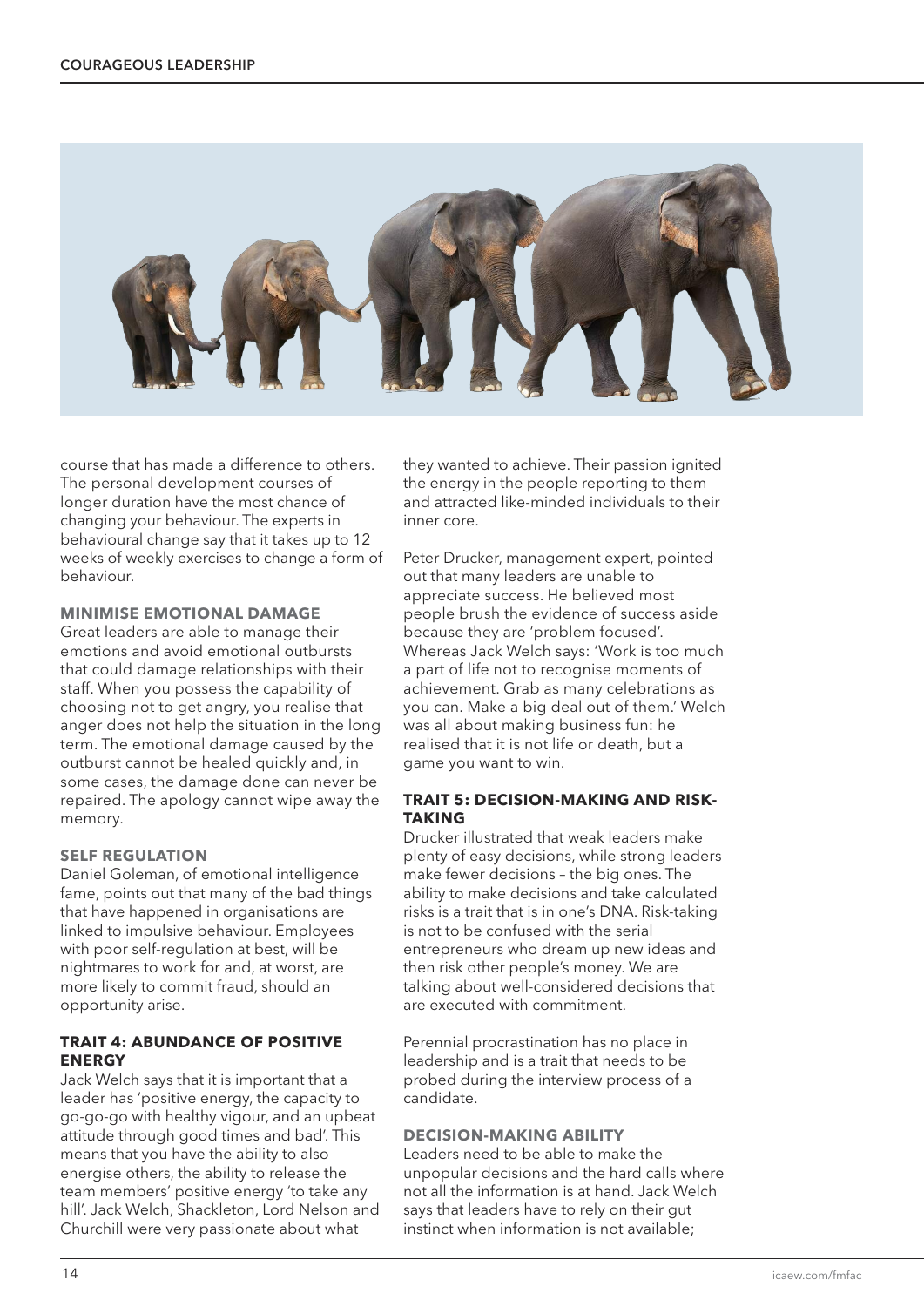course that has made a difference to others. The personal development courses of longer duration have the most chance of changing your behaviour. The experts in behavioural change say that it takes up to 12 weeks of weekly exercises to change a form of behaviour.

### MINIMISE EMOTIONAL DAMAGE

Great leaders are able to manage their emotions and avoid emotional outbursts that could damage relationships with their staff. When you possess the capability of choosing not to get angry, you realise that anger does not help the situation in the long term. The emotional damage caused by the outburst cannot be healed quickly and, in some cases, the damage done can never be repaired. The apology cannot wipe away the memory.

### SELF REGULATION

Daniel Goleman, of emotional intelligence fame, points out that many of the bad things that have happened in organisations are linked to impulsive behaviour. Employees with poor self-regulation at best, will be nightmares to work for and, at worst, are more likely to commit fraud, should an opportunity arise.

## TRAIT 4: ABUNDANCE OF POSITIVE ENERGY

Jack Welch says that it is important that a leader has 'positive energy, the capacity to go-go-go with healthy vigour, and an upbeat attitude through good times and bad'. This means that you have the ability to also energise others, the ability to release the team members' positive energy 'to take any hill'. Jack Welch, Shackleton, Lord Nelson and Churchill were very passionate about what they wanted to achieve. Their passion ignited the energy in the people reporting to them and attracted like-minded individuals to their inner core.

Peter Drucker, management expert, pointed out that many leaders are unable to appreciate success. He believed most people brush the evidence of success aside because they are 'problem focused'. Whereas Jack Welch says: 'Work is too much a part of life not to recognise moments of achievement. Grab as many celebrations as you can. Make a big deal out of them.' Welch was all about making business fun: he realised that it is not life or death, but a game you want to win.

## TRAIT 5: DECISION-MAKING AND RISK-TAKING

Drucker illustrated that weak leaders make plenty of easy decisions, while strong leaders make fewer decisions – the big ones. The ability to make decisions and take calculated risks is a trait that is in one's DNA. Risk-taking is not to be confused with the serial entrepreneurs who dream up new ideas and then risk other people's money. We are talking about well-considered decisions that are executed with commitment.

Perennial procrastination has no place in leadership and is a trait that needs to be probed during the interview process of a candidate.

### DECISION-MAKING ABILITY

Leaders need to be able to make the unpopular decisions and the hard calls where not all the information is at hand. Jack Welch says that leaders have to rely on their gut instinct when information is not available;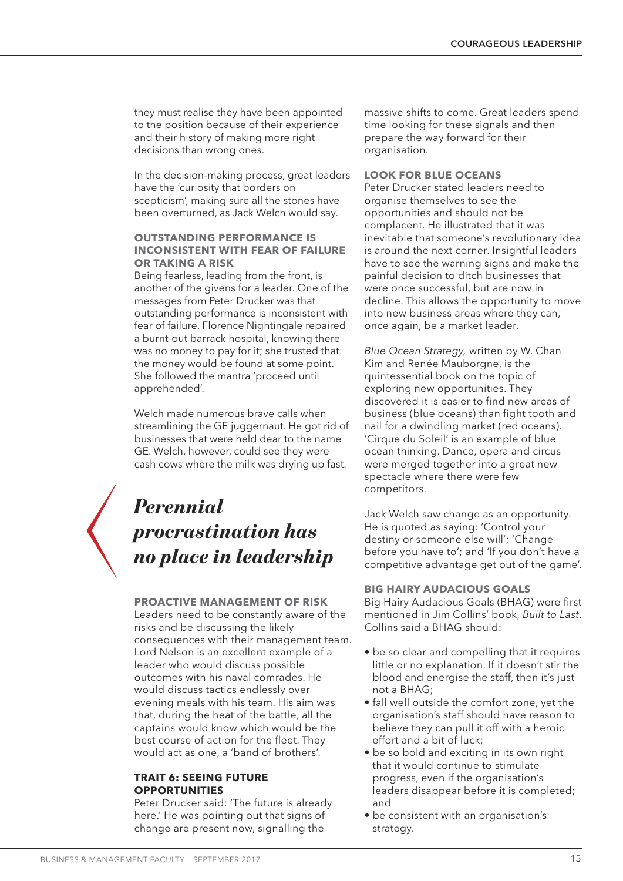they must realise they have been appointed to the position because of their experience and their history of making more right decisions than wrong ones.

In the decision-making process, great leaders have the 'curiosity that borders on scepticism', making sure all the stones have been overturned, as Jack Welch would say.

#### OUTSTANDING PERFORMANCE IS INCONSISTENT WITH FEAR OF FAILURE OR TAKING A RISK

Being fearless, leading from the front, is another of the givens for a leader. One of the messages from Peter Drucker was that outstanding performance is inconsistent with fear of failure. Florence Nightingale repaired a burnt-out barrack hospital, knowing there was no money to pay for it; she trusted that the money would be found at some point. She followed the mantra 'proceed until apprehended'.

Welch made numerous brave calls when streamlining the GE juggernaut. He got rid of businesses that were held dear to the name GE. Welch, however, could see they were cash cows where the milk was drying up fast.

> ***Perennial procrastination has no place in leadership***

#### PROACTIVE MANAGEMENT OF RISK

Leaders need to be constantly aware of the risks and be discussing the likely consequences with their management team. Lord Nelson is an excellent example of a leader who would discuss possible outcomes with his naval comrades. He would discuss tactics endlessly over evening meals with his team. His aim was that, during the heat of the battle, all the captains would know which would be the best course of action for the fleet. They would act as one, a 'band of brothers'.

### TRAIT 6: SEEING FUTURE OPPORTUNITIES

Peter Drucker said: 'The future is already here.' He was pointing out that signs of change are present now, signalling the massive shifts to come. Great leaders spend time looking for these signals and then prepare the way forward for their organisation.

#### LOOK FOR BLUE OCEANS

Peter Drucker stated leaders need to organise themselves to see the opportunities and should not be complacent. He illustrated that it was inevitable that someone's revolutionary idea is around the next corner. Insightful leaders have to see the warning signs and make the painful decision to ditch businesses that were once successful, but are now in decline. This allows the opportunity to move into new business areas where they can, once again, be a market leader.

*Blue Ocean Strategy,* written by W. Chan Kim and Renée Mauborgne, is the quintessential book on the topic of exploring new opportunities. They discovered it is easier to find new areas of business (blue oceans) than fight tooth and nail for a dwindling market (red oceans). 'Cirque du Soleil' is an example of blue ocean thinking. Dance, opera and circus were merged together into a great new spectacle where there were few competitors.

Jack Welch saw change as an opportunity. He is quoted as saying: 'Control your destiny or someone else will'; 'Change before you have to'; and 'If you don't have a competitive advantage get out of the game'.

#### BIG HAIRY AUDACIOUS GOALS

Big Hairy Audacious Goals (BHAG) were first mentioned in Jim Collins' book, *Built to Last*. Collins said a BHAG should:

- be so clear and compelling that it requires little or no explanation. If it doesn't stir the blood and energise the staff, then it's just not a BHAG;
- fall well outside the comfort zone, yet the organisation's staff should have reason to believe they can pull it off with a heroic effort and a bit of luck;
- be so bold and exciting in its own right that it would continue to stimulate progress, even if the organisation's leaders disappear before it is completed; and
- be consistent with an organisation's strategy.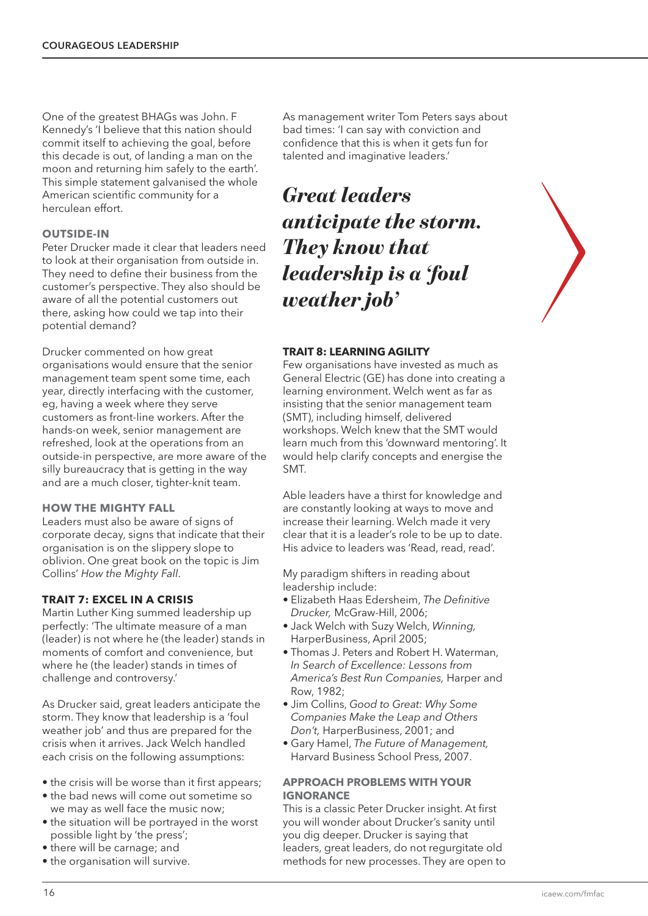One of the greatest BHAGs was John. F Kennedy's 'I believe that this nation should commit itself to achieving the goal, before this decade is out, of landing a man on the moon and returning him safely to the earth'. This simple statement galvanised the whole American scientific community for a herculean effort.

### OUTSIDE-IN

Peter Drucker made it clear that leaders need to look at their organisation from outside in. They need to define their business from the customer's perspective. They also should be aware of all the potential customers out there, asking how could we tap into their potential demand?

Drucker commented on how great organisations would ensure that the senior management team spent some time, each year, directly interfacing with the customer, eg, having a week where they serve customers as front-line workers. After the hands-on week, senior management are refreshed, look at the operations from an outside-in perspective, are more aware of the silly bureaucracy that is getting in the way and are a much closer, tighter-knit team.

### HOW THE MIGHTY FALL

Leaders must also be aware of signs of corporate decay, signs that indicate that their organisation is on the slippery slope to oblivion. One great book on the topic is Jim Collins' *How the Mighty Fall*.

## TRAIT 7: EXCEL IN A CRISIS

Martin Luther King summed leadership up perfectly: 'The ultimate measure of a man (leader) is not where he (the leader) stands in moments of comfort and convenience, but where he (the leader) stands in times of challenge and controversy.'

As Drucker said, great leaders anticipate the storm. They know that leadership is a 'foul weather job' and thus are prepared for the crisis when it arrives. Jack Welch handled each crisis on the following assumptions:

- the crisis will be worse than it first appears;
- the bad news will come out sometime so we may as well face the music now;
- the situation will be portrayed in the worst possible light by 'the press';
- there will be carnage; and
- the organisation will survive.

As management writer Tom Peters says about bad times: 'I can say with conviction and confidence that this is when it gets fun for talented and imaginative leaders.'

> ***Great leaders anticipate the storm. They know that leadership is a 'foul weather job'***

## TRAIT 8: LEARNING AGILITY

Few organisations have invested as much as General Electric (GE) has done into creating a learning environment. Welch went as far as insisting that the senior management team (SMT), including himself, delivered workshops. Welch knew that the SMT would learn much from this 'downward mentoring'. It would help clarify concepts and energise the SMT.

Able leaders have a thirst for knowledge and are constantly looking at ways to move and increase their learning. Welch made it very clear that it is a leader's role to be up to date. His advice to leaders was 'Read, read, read'.

My paradigm shifters in reading about leadership include:

- Elizabeth Haas Edersheim, *The Definitive Drucker,* McGraw-Hill, 2006;
- Jack Welch with Suzy Welch, *Winning,* HarperBusiness, April 2005;
- Thomas J. Peters and Robert H. Waterman, *In Search of Excellence: Lessons from America's Best Run Companies,* Harper and Row, 1982;
- Jim Collins, *Good to Great: Why Some Companies Make the Leap and Others Don't,* HarperBusiness, 2001; and
- Gary Hamel, *The Future of Management,* Harvard Business School Press, 2007.

### APPROACH PROBLEMS WITH YOUR IGNORANCE

This is a classic Peter Drucker insight. At first you will wonder about Drucker's sanity until you dig deeper. Drucker is saying that leaders, great leaders, do not regurgitate old methods for new processes. They are open to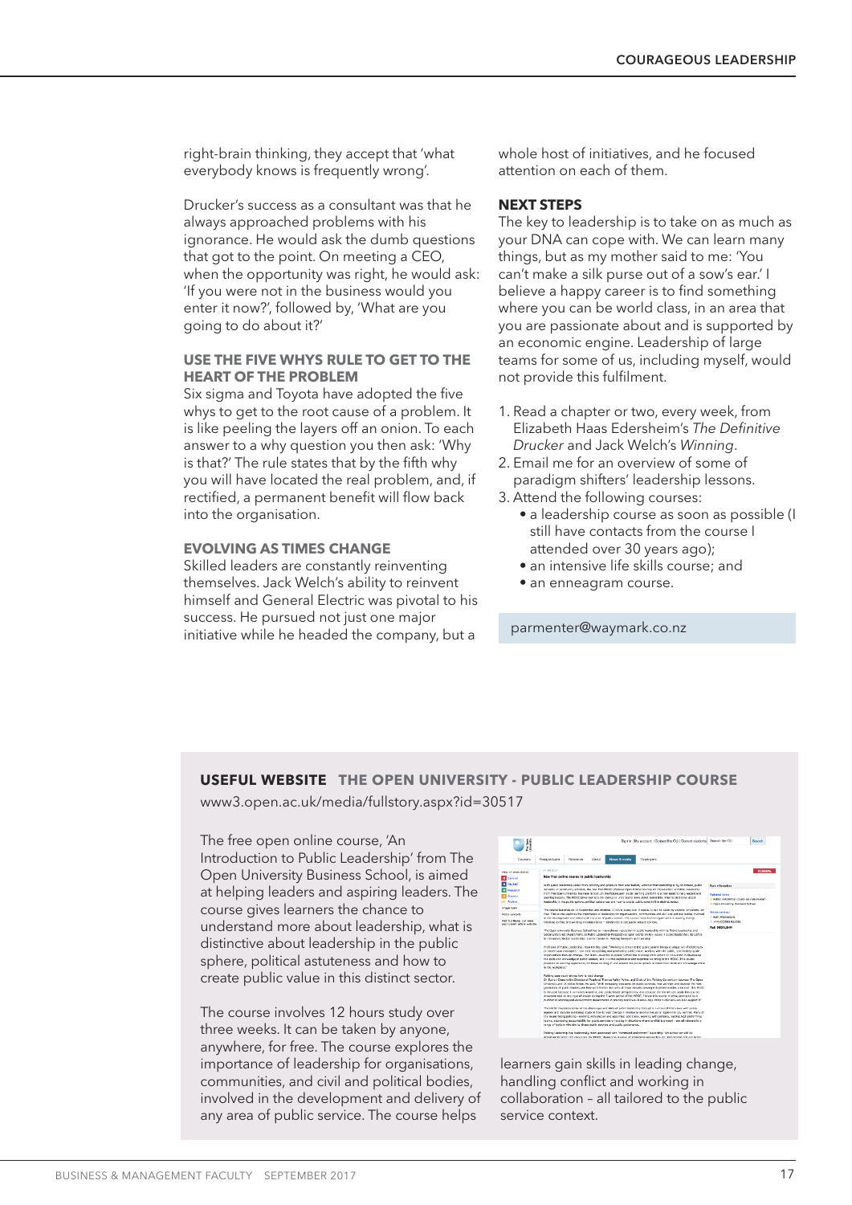right-brain thinking, they accept that 'what everybody knows is frequently wrong'.

Drucker's success as a consultant was that he always approached problems with his ignorance. He would ask the dumb questions that got to the point. On meeting a CEO, when the opportunity was right, he would ask: 'If you were not in the business would you enter it now?', followed by, 'What are you going to do about it?'

### USE THE FIVE WHYS RULE TO GET TO THE HEART OF THE PROBLEM

Six sigma and Toyota have adopted the five whys to get to the root cause of a problem. It is like peeling the layers off an onion. To each answer to a why question you then ask: 'Why is that?' The rule states that by the fifth why you will have located the real problem, and, if rectified, a permanent benefit will flow back into the organisation.

### EVOLVING AS TIMES CHANGE

Skilled leaders are constantly reinventing themselves. Jack Welch's ability to reinvent himself and General Electric was pivotal to his success. He pursued not just one major initiative while he headed the company, but a whole host of initiatives, and he focused attention on each of them.

### NEXT STEPS

The key to leadership is to take on as much as your DNA can cope with. We can learn many things, but as my mother said to me: 'You can't make a silk purse out of a sow's ear.' I believe a happy career is to find something where you can be world class, in an area that you are passionate about and is supported by an economic engine. Leadership of large teams for some of us, including myself, would not provide this fulfilment.

1. Read a chapter or two, every week, from Elizabeth Haas Edersheim's *The Definitive Drucker* and Jack Welch's *Winning*.
2. Email me for an overview of some of paradigm shifters' leadership lessons.
3. Attend the following courses:
    - a leadership course as soon as possible (I still have contacts from the course I attended over 30 years ago);
    - an intensive life skills course; and
    - an enneagram course.

parmenter@waymark.co.nz

### USEFUL WEBSITE THE OPEN UNIVERSITY - PUBLIC LEADERSHIP COURSE

www3.open.ac.uk/media/fullstory.aspx?id=30517

The free open online course, 'An Introduction to Public Leadership' from The Open University Business School, is aimed at helping leaders and aspiring leaders. The course gives learners the chance to understand more about leadership, what is distinctive about leadership in the public sphere, political astuteness and how to create public value in this distinct sector.

The course involves 12 hours study over three weeks. It can be taken by anyone, anywhere, for free. The course explores the importance of leadership for organisations, communities, and civil and political bodies, involved in the development and delivery of any area of public service. The course helps learners gain skills in leading change, handling conflict and working in collaboration – all tailored to the public service context.